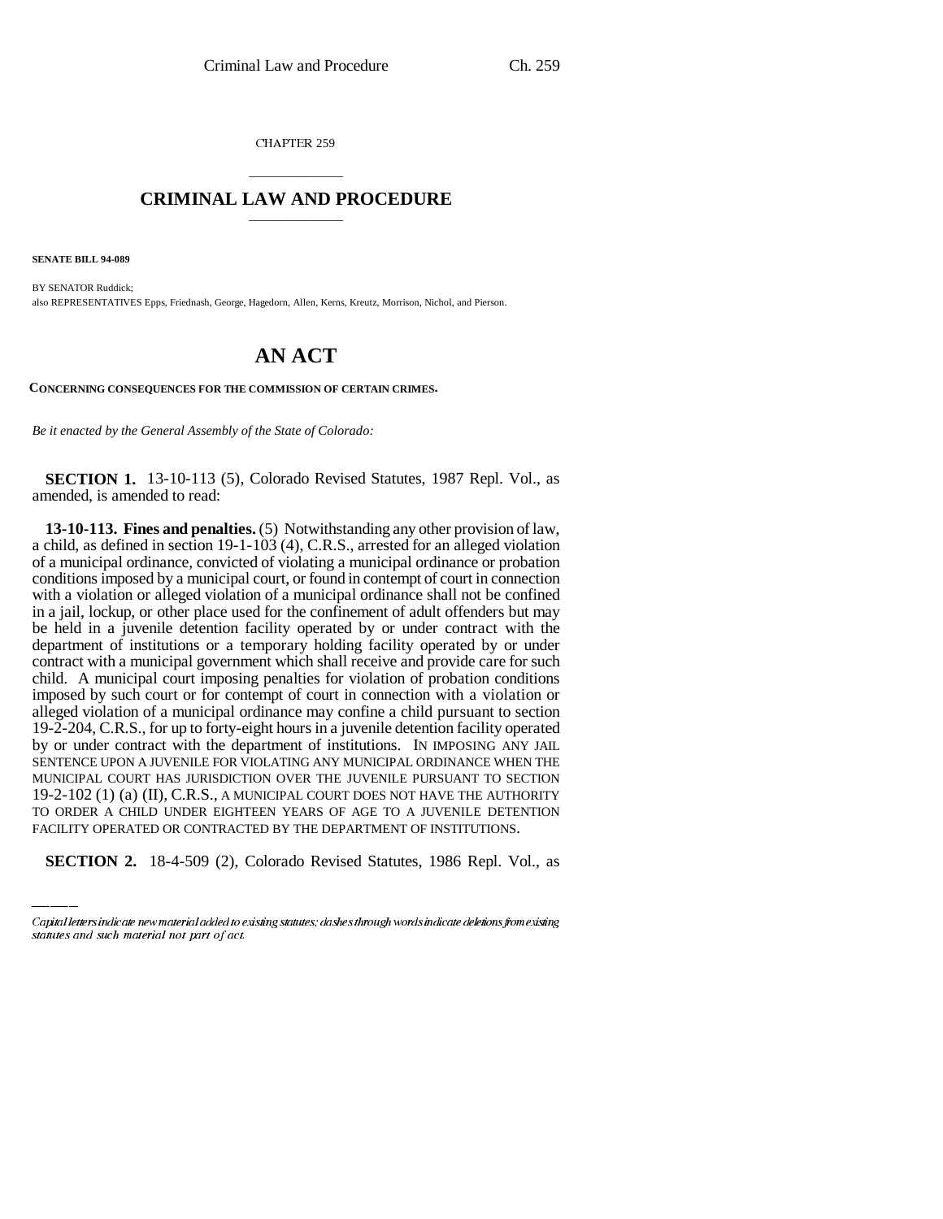CHAPTER 259

# CRIMINAL LAW AND PROCEDURE

**SENATE BILL 94-089**

BY SENATOR Ruddick;
also REPRESENTATIVES Epps, Friednash, George, Hagedorn, Allen, Kerns, Kreutz, Morrison, Nichol, and Pierson.

# AN ACT

**CONCERNING CONSEQUENCES FOR THE COMMISSION OF CERTAIN CRIMES.**

*Be it enacted by the General Assembly of the State of Colorado:*

**SECTION 1.** 13-10-113 (5), Colorado Revised Statutes, 1987 Repl. Vol., as amended, is amended to read:

**13-10-113. Fines and penalties.** (5) Notwithstanding any other provision of law, a child, as defined in section 19-1-103 (4), C.R.S., arrested for an alleged violation of a municipal ordinance, convicted of violating a municipal ordinance or probation conditions imposed by a municipal court, or found in contempt of court in connection with a violation or alleged violation of a municipal ordinance shall not be confined in a jail, lockup, or other place used for the confinement of adult offenders but may be held in a juvenile detention facility operated by or under contract with the department of institutions or a temporary holding facility operated by or under contract with a municipal government which shall receive and provide care for such child. A municipal court imposing penalties for violation of probation conditions imposed by such court or for contempt of court in connection with a violation or alleged violation of a municipal ordinance may confine a child pursuant to section 19-2-204, C.R.S., for up to forty-eight hours in a juvenile detention facility operated by or under contract with the department of institutions. IN IMPOSING ANY JAIL SENTENCE UPON A JUVENILE FOR VIOLATING ANY MUNICIPAL ORDINANCE WHEN THE MUNICIPAL COURT HAS JURISDICTION OVER THE JUVENILE PURSUANT TO SECTION 19-2-102 (1) (a) (II), C.R.S., A MUNICIPAL COURT DOES NOT HAVE THE AUTHORITY TO ORDER A CHILD UNDER EIGHTEEN YEARS OF AGE TO A JUVENILE DETENTION FACILITY OPERATED OR CONTRACTED BY THE DEPARTMENT OF INSTITUTIONS.

**SECTION 2.** 18-4-509 (2), Colorado Revised Statutes, 1986 Repl. Vol., as

*Capital letters indicate new material added to existing statutes; dashes through words indicate deletions from existing statutes and such material not part of act.*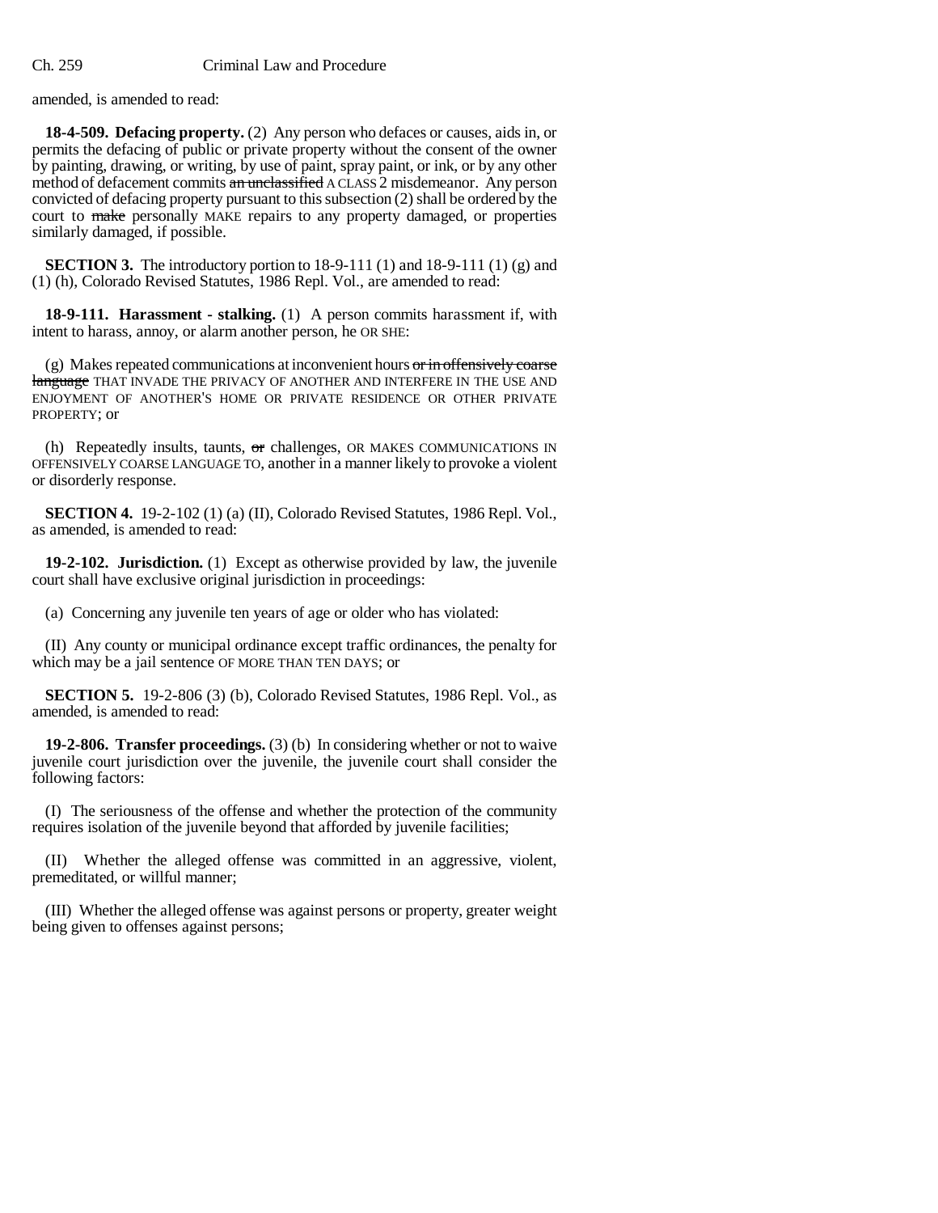amended, is amended to read:

**18-4-509. Defacing property.** (2) Any person who defaces or causes, aids in, or permits the defacing of public or private property without the consent of the owner by painting, drawing, or writing, by use of paint, spray paint, or ink, or by any other method of defacement commits ~~an unclassified~~ A CLASS 2 misdemeanor. Any person convicted of defacing property pursuant to this subsection (2) shall be ordered by the court to ~~make~~ personally MAKE repairs to any property damaged, or properties similarly damaged, if possible.

**SECTION 3.** The introductory portion to 18-9-111 (1) and 18-9-111 (1) (g) and (1) (h), Colorado Revised Statutes, 1986 Repl. Vol., are amended to read:

**18-9-111. Harassment - stalking.** (1) A person commits harassment if, with intent to harass, annoy, or alarm another person, he OR SHE:

(g) Makes repeated communications at inconvenient hours ~~or in offensively coarse language~~ THAT INVADE THE PRIVACY OF ANOTHER AND INTERFERE IN THE USE AND ENJOYMENT OF ANOTHER'S HOME OR PRIVATE RESIDENCE OR OTHER PRIVATE PROPERTY; or

(h) Repeatedly insults, taunts, ~~or~~ challenges, OR MAKES COMMUNICATIONS IN OFFENSIVELY COARSE LANGUAGE TO, another in a manner likely to provoke a violent or disorderly response.

**SECTION 4.** 19-2-102 (1) (a) (II), Colorado Revised Statutes, 1986 Repl. Vol., as amended, is amended to read:

**19-2-102. Jurisdiction.** (1) Except as otherwise provided by law, the juvenile court shall have exclusive original jurisdiction in proceedings:

(a) Concerning any juvenile ten years of age or older who has violated:

(II) Any county or municipal ordinance except traffic ordinances, the penalty for which may be a jail sentence OF MORE THAN TEN DAYS; or

**SECTION 5.** 19-2-806 (3) (b), Colorado Revised Statutes, 1986 Repl. Vol., as amended, is amended to read:

**19-2-806. Transfer proceedings.** (3) (b) In considering whether or not to waive juvenile court jurisdiction over the juvenile, the juvenile court shall consider the following factors:

(I) The seriousness of the offense and whether the protection of the community requires isolation of the juvenile beyond that afforded by juvenile facilities;

(II) Whether the alleged offense was committed in an aggressive, violent, premeditated, or willful manner;

(III) Whether the alleged offense was against persons or property, greater weight being given to offenses against persons;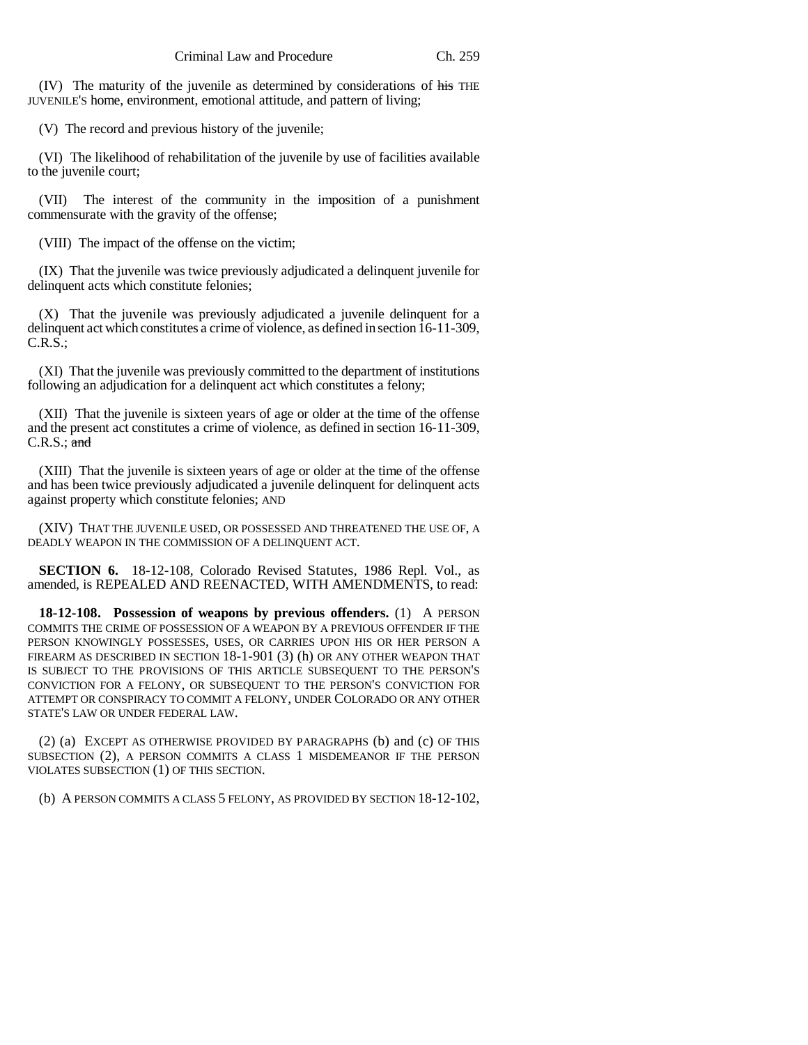(IV) The maturity of the juvenile as determined by considerations of ~~his~~ THE JUVENILE'S home, environment, emotional attitude, and pattern of living;

(V) The record and previous history of the juvenile;

(VI) The likelihood of rehabilitation of the juvenile by use of facilities available to the juvenile court;

(VII) The interest of the community in the imposition of a punishment commensurate with the gravity of the offense;

(VIII) The impact of the offense on the victim;

(IX) That the juvenile was twice previously adjudicated a delinquent juvenile for delinquent acts which constitute felonies;

(X) That the juvenile was previously adjudicated a juvenile delinquent for a delinquent act which constitutes a crime of violence, as defined in section 16-11-309, C.R.S.;

(XI) That the juvenile was previously committed to the department of institutions following an adjudication for a delinquent act which constitutes a felony;

(XII) That the juvenile is sixteen years of age or older at the time of the offense and the present act constitutes a crime of violence, as defined in section 16-11-309, C.R.S.; ~~and~~

(XIII) That the juvenile is sixteen years of age or older at the time of the offense and has been twice previously adjudicated a juvenile delinquent for delinquent acts against property which constitute felonies; AND

(XIV) THAT THE JUVENILE USED, OR POSSESSED AND THREATENED THE USE OF, A DEADLY WEAPON IN THE COMMISSION OF A DELINQUENT ACT.

**SECTION 6.** 18-12-108, Colorado Revised Statutes, 1986 Repl. Vol., as amended, is REPEALED AND REENACTED, WITH AMENDMENTS, to read:

**18-12-108. Possession of weapons by previous offenders.** (1) A PERSON COMMITS THE CRIME OF POSSESSION OF A WEAPON BY A PREVIOUS OFFENDER IF THE PERSON KNOWINGLY POSSESSES, USES, OR CARRIES UPON HIS OR HER PERSON A FIREARM AS DESCRIBED IN SECTION 18-1-901 (3) (h) OR ANY OTHER WEAPON THAT IS SUBJECT TO THE PROVISIONS OF THIS ARTICLE SUBSEQUENT TO THE PERSON'S CONVICTION FOR A FELONY, OR SUBSEQUENT TO THE PERSON'S CONVICTION FOR ATTEMPT OR CONSPIRACY TO COMMIT A FELONY, UNDER COLORADO OR ANY OTHER STATE'S LAW OR UNDER FEDERAL LAW.

(2) (a) EXCEPT AS OTHERWISE PROVIDED BY PARAGRAPHS (b) AND (c) OF THIS SUBSECTION (2), A PERSON COMMITS A CLASS 1 MISDEMEANOR IF THE PERSON VIOLATES SUBSECTION (1) OF THIS SECTION.

(b) A PERSON COMMITS A CLASS 5 FELONY, AS PROVIDED BY SECTION 18-12-102,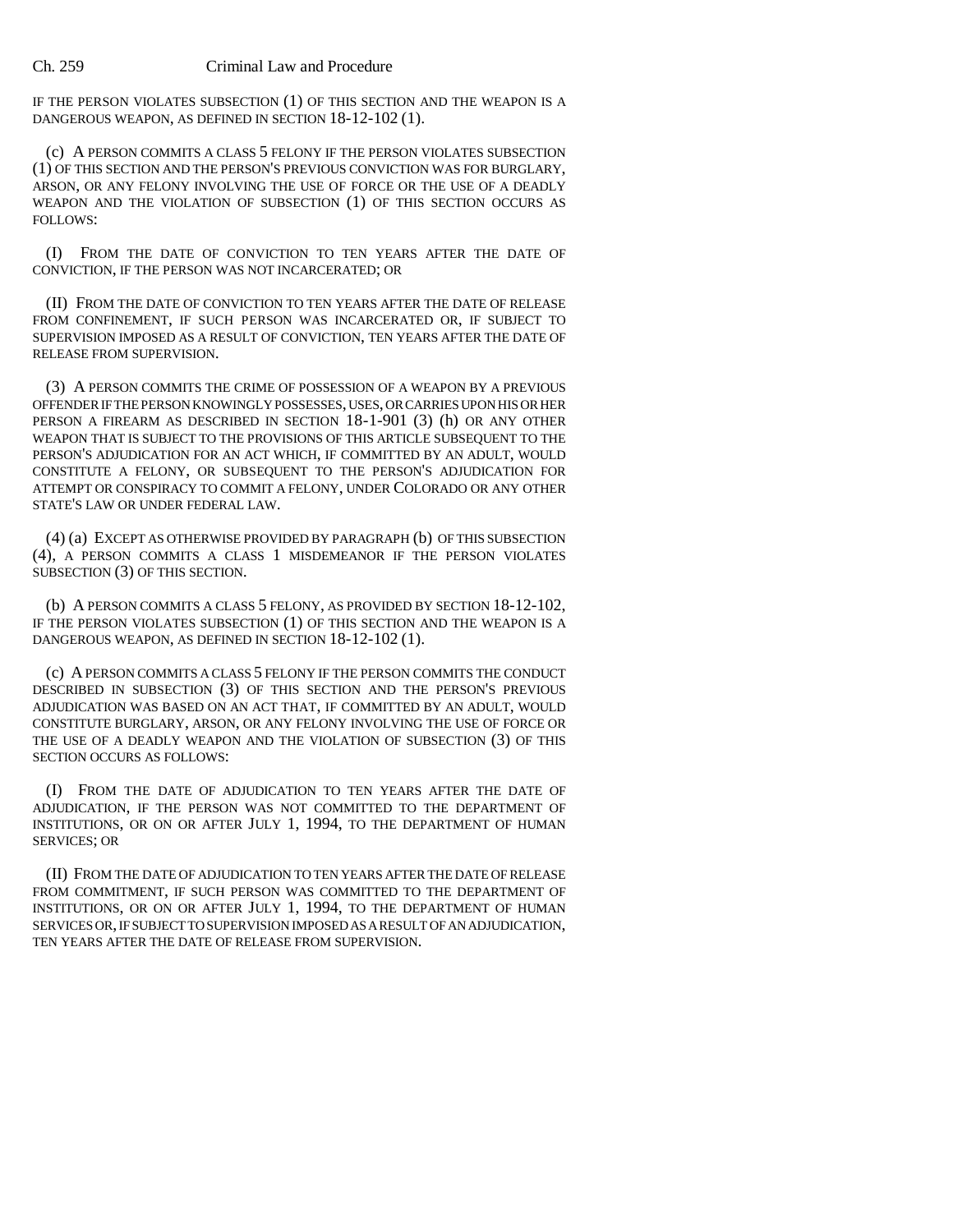IF THE PERSON VIOLATES SUBSECTION (1) OF THIS SECTION AND THE WEAPON IS A DANGEROUS WEAPON, AS DEFINED IN SECTION 18-12-102 (1).

(c) A PERSON COMMITS A CLASS 5 FELONY IF THE PERSON VIOLATES SUBSECTION (1) OF THIS SECTION AND THE PERSON'S PREVIOUS CONVICTION WAS FOR BURGLARY, ARSON, OR ANY FELONY INVOLVING THE USE OF FORCE OR THE USE OF A DEADLY WEAPON AND THE VIOLATION OF SUBSECTION (1) OF THIS SECTION OCCURS AS FOLLOWS:

(I) FROM THE DATE OF CONVICTION TO TEN YEARS AFTER THE DATE OF CONVICTION, IF THE PERSON WAS NOT INCARCERATED; OR

(II) FROM THE DATE OF CONVICTION TO TEN YEARS AFTER THE DATE OF RELEASE FROM CONFINEMENT, IF SUCH PERSON WAS INCARCERATED OR, IF SUBJECT TO SUPERVISION IMPOSED AS A RESULT OF CONVICTION, TEN YEARS AFTER THE DATE OF RELEASE FROM SUPERVISION.

(3) A PERSON COMMITS THE CRIME OF POSSESSION OF A WEAPON BY A PREVIOUS OFFENDER IF THE PERSON KNOWINGLY POSSESSES, USES, OR CARRIES UPON HIS OR HER PERSON A FIREARM AS DESCRIBED IN SECTION 18-1-901 (3) (h) OR ANY OTHER WEAPON THAT IS SUBJECT TO THE PROVISIONS OF THIS ARTICLE SUBSEQUENT TO THE PERSON'S ADJUDICATION FOR AN ACT WHICH, IF COMMITTED BY AN ADULT, WOULD CONSTITUTE A FELONY, OR SUBSEQUENT TO THE PERSON'S ADJUDICATION FOR ATTEMPT OR CONSPIRACY TO COMMIT A FELONY, UNDER COLORADO OR ANY OTHER STATE'S LAW OR UNDER FEDERAL LAW.

(4) (a) EXCEPT AS OTHERWISE PROVIDED BY PARAGRAPH (b) OF THIS SUBSECTION (4), A PERSON COMMITS A CLASS 1 MISDEMEANOR IF THE PERSON VIOLATES SUBSECTION (3) OF THIS SECTION.

(b) A PERSON COMMITS A CLASS 5 FELONY, AS PROVIDED BY SECTION 18-12-102, IF THE PERSON VIOLATES SUBSECTION (1) OF THIS SECTION AND THE WEAPON IS A DANGEROUS WEAPON, AS DEFINED IN SECTION 18-12-102 (1).

(c) A PERSON COMMITS A CLASS 5 FELONY IF THE PERSON COMMITS THE CONDUCT DESCRIBED IN SUBSECTION (3) OF THIS SECTION AND THE PERSON'S PREVIOUS ADJUDICATION WAS BASED ON AN ACT THAT, IF COMMITTED BY AN ADULT, WOULD CONSTITUTE BURGLARY, ARSON, OR ANY FELONY INVOLVING THE USE OF FORCE OR THE USE OF A DEADLY WEAPON AND THE VIOLATION OF SUBSECTION (3) OF THIS SECTION OCCURS AS FOLLOWS:

(I) FROM THE DATE OF ADJUDICATION TO TEN YEARS AFTER THE DATE OF ADJUDICATION, IF THE PERSON WAS NOT COMMITTED TO THE DEPARTMENT OF INSTITUTIONS, OR ON OR AFTER JULY 1, 1994, TO THE DEPARTMENT OF HUMAN SERVICES; OR

(II) FROM THE DATE OF ADJUDICATION TO TEN YEARS AFTER THE DATE OF RELEASE FROM COMMITMENT, IF SUCH PERSON WAS COMMITTED TO THE DEPARTMENT OF INSTITUTIONS, OR ON OR AFTER JULY 1, 1994, TO THE DEPARTMENT OF HUMAN SERVICES OR, IF SUBJECT TO SUPERVISION IMPOSED AS A RESULT OF AN ADJUDICATION, TEN YEARS AFTER THE DATE OF RELEASE FROM SUPERVISION.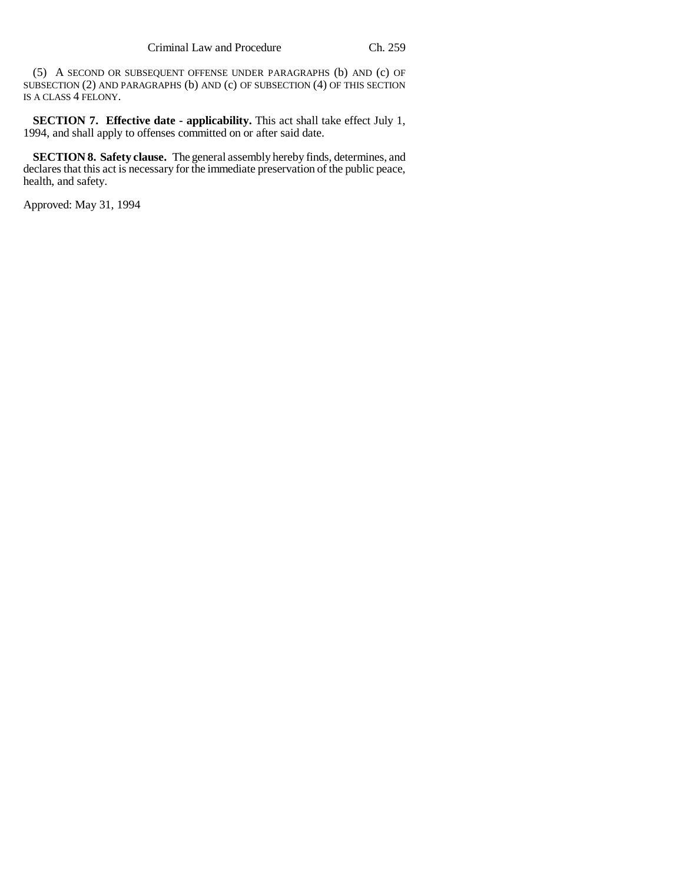(5) A SECOND OR SUBSEQUENT OFFENSE UNDER PARAGRAPHS (b) AND (c) OF SUBSECTION (2) AND PARAGRAPHS (b) AND (c) OF SUBSECTION (4) OF THIS SECTION IS A CLASS 4 FELONY.

**SECTION 7. Effective date - applicability.** This act shall take effect July 1, 1994, and shall apply to offenses committed on or after said date.

**SECTION 8. Safety clause.** The general assembly hereby finds, determines, and declares that this act is necessary for the immediate preservation of the public peace, health, and safety.

Approved: May 31, 1994